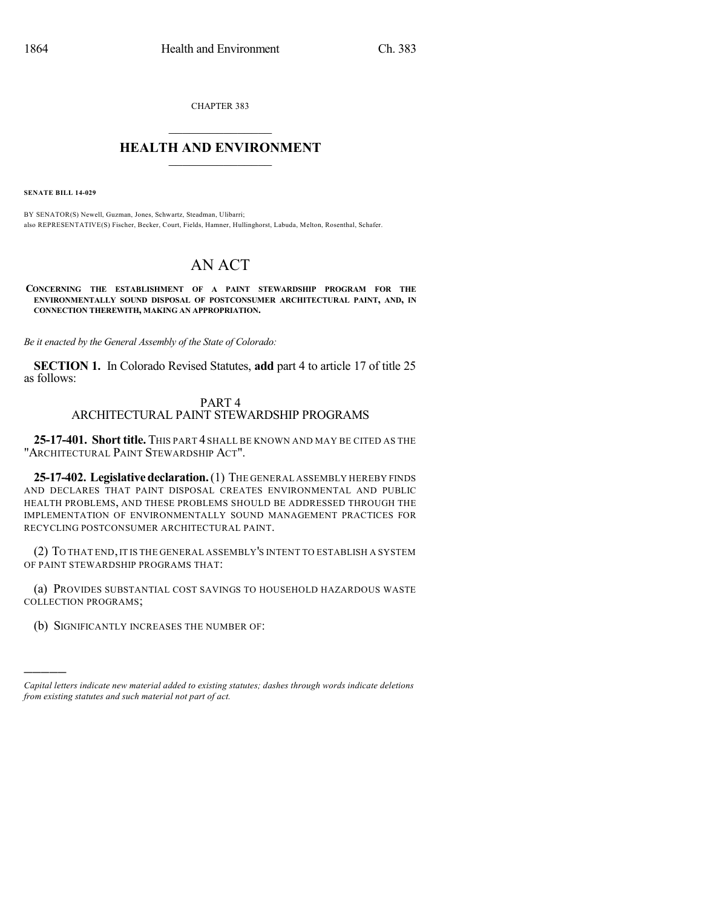CHAPTER 383

# HEALTH AND ENVIRONMENT

**SENATE BILL 14-029**

BY SENATOR(S) Newell, Guzman, Jones, Schwartz, Steadman, Ulibarri;
also REPRESENTATIVE(S) Fischer, Becker, Court, Fields, Hamner, Hullinghorst, Labuda, Melton, Rosenthal, Schafer.

# AN ACT

**CONCERNING THE ESTABLISHMENT OF A PAINT STEWARDSHIP PROGRAM FOR THE ENVIRONMENTALLY SOUND DISPOSAL OF POSTCONSUMER ARCHITECTURAL PAINT, AND, IN CONNECTION THEREWITH, MAKING AN APPROPRIATION.**

*Be it enacted by the General Assembly of the State of Colorado:*

**SECTION 1.** In Colorado Revised Statutes, **add** part 4 to article 17 of title 25 as follows:

## PART 4
## ARCHITECTURAL PAINT STEWARDSHIP PROGRAMS

**25-17-401. Short title.** THIS PART 4 SHALL BE KNOWN AND MAY BE CITED AS THE "ARCHITECTURAL PAINT STEWARDSHIP ACT".

**25-17-402. Legislative declaration.** (1) THE GENERAL ASSEMBLY HEREBY FINDS AND DECLARES THAT PAINT DISPOSAL CREATES ENVIRONMENTAL AND PUBLIC HEALTH PROBLEMS, AND THESE PROBLEMS SHOULD BE ADDRESSED THROUGH THE IMPLEMENTATION OF ENVIRONMENTALLY SOUND MANAGEMENT PRACTICES FOR RECYCLING POSTCONSUMER ARCHITECTURAL PAINT.

(2) TO THAT END, IT IS THE GENERAL ASSEMBLY'S INTENT TO ESTABLISH A SYSTEM OF PAINT STEWARDSHIP PROGRAMS THAT:

(a) PROVIDES SUBSTANTIAL COST SAVINGS TO HOUSEHOLD HAZARDOUS WASTE COLLECTION PROGRAMS;

(b) SIGNIFICANTLY INCREASES THE NUMBER OF:

---

*Capital letters indicate new material added to existing statutes; dashes through words indicate deletions from existing statutes and such material not part of act.*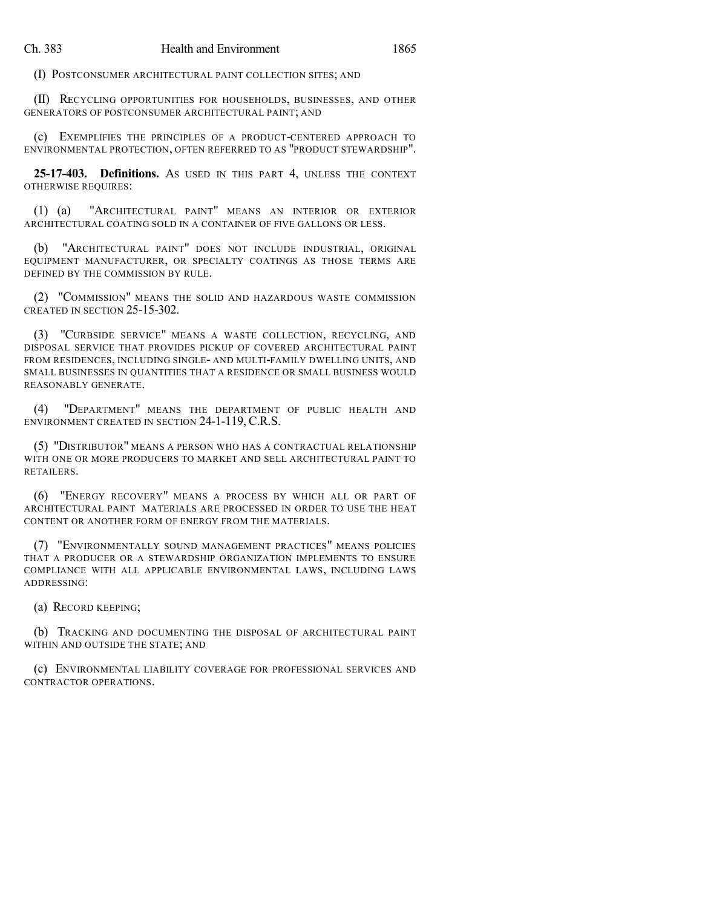(I) POSTCONSUMER ARCHITECTURAL PAINT COLLECTION SITES; AND

(II) RECYCLING OPPORTUNITIES FOR HOUSEHOLDS, BUSINESSES, AND OTHER GENERATORS OF POSTCONSUMER ARCHITECTURAL PAINT; AND

(c) EXEMPLIFIES THE PRINCIPLES OF A PRODUCT-CENTERED APPROACH TO ENVIRONMENTAL PROTECTION, OFTEN REFERRED TO AS "PRODUCT STEWARDSHIP".

**25-17-403. Definitions.** AS USED IN THIS PART 4, UNLESS THE CONTEXT OTHERWISE REQUIRES:

(1) (a) "ARCHITECTURAL PAINT" MEANS AN INTERIOR OR EXTERIOR ARCHITECTURAL COATING SOLD IN A CONTAINER OF FIVE GALLONS OR LESS.

(b) "ARCHITECTURAL PAINT" DOES NOT INCLUDE INDUSTRIAL, ORIGINAL EQUIPMENT MANUFACTURER, OR SPECIALTY COATINGS AS THOSE TERMS ARE DEFINED BY THE COMMISSION BY RULE.

(2) "COMMISSION" MEANS THE SOLID AND HAZARDOUS WASTE COMMISSION CREATED IN SECTION 25-15-302.

(3) "CURBSIDE SERVICE" MEANS A WASTE COLLECTION, RECYCLING, AND DISPOSAL SERVICE THAT PROVIDES PICKUP OF COVERED ARCHITECTURAL PAINT FROM RESIDENCES, INCLUDING SINGLE- AND MULTI-FAMILY DWELLING UNITS, AND SMALL BUSINESSES IN QUANTITIES THAT A RESIDENCE OR SMALL BUSINESS WOULD REASONABLY GENERATE.

(4) "DEPARTMENT" MEANS THE DEPARTMENT OF PUBLIC HEALTH AND ENVIRONMENT CREATED IN SECTION 24-1-119, C.R.S.

(5) "DISTRIBUTOR" MEANS A PERSON WHO HAS A CONTRACTUAL RELATIONSHIP WITH ONE OR MORE PRODUCERS TO MARKET AND SELL ARCHITECTURAL PAINT TO RETAILERS.

(6) "ENERGY RECOVERY" MEANS A PROCESS BY WHICH ALL OR PART OF ARCHITECTURAL PAINT MATERIALS ARE PROCESSED IN ORDER TO USE THE HEAT CONTENT OR ANOTHER FORM OF ENERGY FROM THE MATERIALS.

(7) "ENVIRONMENTALLY SOUND MANAGEMENT PRACTICES" MEANS POLICIES THAT A PRODUCER OR A STEWARDSHIP ORGANIZATION IMPLEMENTS TO ENSURE COMPLIANCE WITH ALL APPLICABLE ENVIRONMENTAL LAWS, INCLUDING LAWS ADDRESSING:

(a) RECORD KEEPING;

(b) TRACKING AND DOCUMENTING THE DISPOSAL OF ARCHITECTURAL PAINT WITHIN AND OUTSIDE THE STATE; AND

(c) ENVIRONMENTAL LIABILITY COVERAGE FOR PROFESSIONAL SERVICES AND CONTRACTOR OPERATIONS.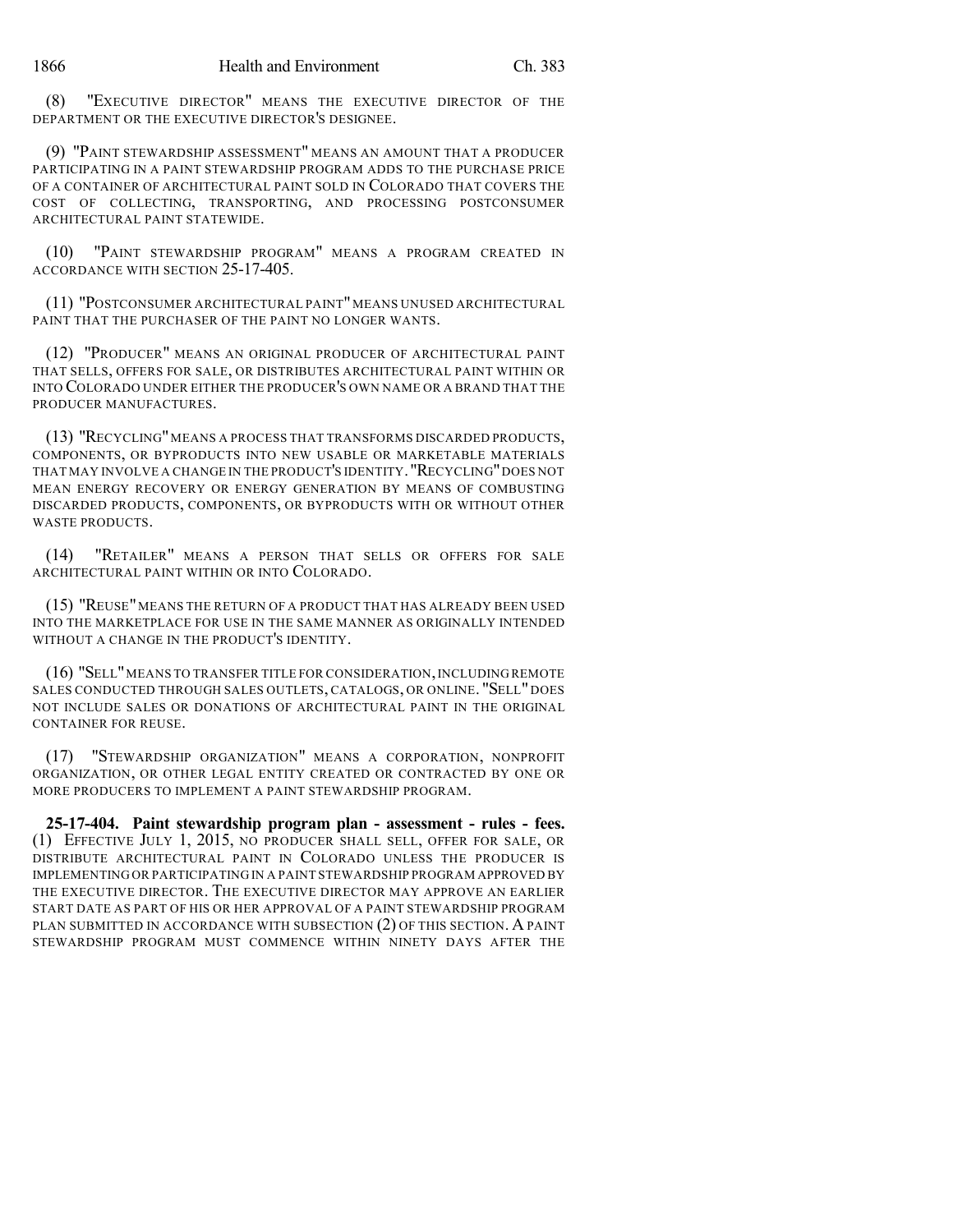(8) "EXECUTIVE DIRECTOR" MEANS THE EXECUTIVE DIRECTOR OF THE DEPARTMENT OR THE EXECUTIVE DIRECTOR'S DESIGNEE.

(9) "PAINT STEWARDSHIP ASSESSMENT" MEANS AN AMOUNT THAT A PRODUCER PARTICIPATING IN A PAINT STEWARDSHIP PROGRAM ADDS TO THE PURCHASE PRICE OF A CONTAINER OF ARCHITECTURAL PAINT SOLD IN COLORADO THAT COVERS THE COST OF COLLECTING, TRANSPORTING, AND PROCESSING POSTCONSUMER ARCHITECTURAL PAINT STATEWIDE.

(10) "PAINT STEWARDSHIP PROGRAM" MEANS A PROGRAM CREATED IN ACCORDANCE WITH SECTION 25-17-405.

(11) "POSTCONSUMER ARCHITECTURAL PAINT" MEANS UNUSED ARCHITECTURAL PAINT THAT THE PURCHASER OF THE PAINT NO LONGER WANTS.

(12) "PRODUCER" MEANS AN ORIGINAL PRODUCER OF ARCHITECTURAL PAINT THAT SELLS, OFFERS FOR SALE, OR DISTRIBUTES ARCHITECTURAL PAINT WITHIN OR INTO COLORADO UNDER EITHER THE PRODUCER'S OWN NAME OR A BRAND THAT THE PRODUCER MANUFACTURES.

(13) "RECYCLING" MEANS A PROCESS THAT TRANSFORMS DISCARDED PRODUCTS, COMPONENTS, OR BYPRODUCTS INTO NEW USABLE OR MARKETABLE MATERIALS THAT MAY INVOLVE A CHANGE IN THE PRODUCT'S IDENTITY. "RECYCLING" DOES NOT MEAN ENERGY RECOVERY OR ENERGY GENERATION BY MEANS OF COMBUSTING DISCARDED PRODUCTS, COMPONENTS, OR BYPRODUCTS WITH OR WITHOUT OTHER WASTE PRODUCTS.

(14) "RETAILER" MEANS A PERSON THAT SELLS OR OFFERS FOR SALE ARCHITECTURAL PAINT WITHIN OR INTO COLORADO.

(15) "REUSE" MEANS THE RETURN OF A PRODUCT THAT HAS ALREADY BEEN USED INTO THE MARKETPLACE FOR USE IN THE SAME MANNER AS ORIGINALLY INTENDED WITHOUT A CHANGE IN THE PRODUCT'S IDENTITY.

(16) "SELL" MEANS TO TRANSFER TITLE FOR CONSIDERATION, INCLUDING REMOTE SALES CONDUCTED THROUGH SALES OUTLETS, CATALOGS, OR ONLINE. "SELL" DOES NOT INCLUDE SALES OR DONATIONS OF ARCHITECTURAL PAINT IN THE ORIGINAL CONTAINER FOR REUSE.

(17) "STEWARDSHIP ORGANIZATION" MEANS A CORPORATION, NONPROFIT ORGANIZATION, OR OTHER LEGAL ENTITY CREATED OR CONTRACTED BY ONE OR MORE PRODUCERS TO IMPLEMENT A PAINT STEWARDSHIP PROGRAM.

**25-17-404. Paint stewardship program plan - assessment - rules - fees.** (1) EFFECTIVE JULY 1, 2015, NO PRODUCER SHALL SELL, OFFER FOR SALE, OR DISTRIBUTE ARCHITECTURAL PAINT IN COLORADO UNLESS THE PRODUCER IS IMPLEMENTING OR PARTICIPATING IN A PAINT STEWARDSHIP PROGRAM APPROVED BY THE EXECUTIVE DIRECTOR. THE EXECUTIVE DIRECTOR MAY APPROVE AN EARLIER START DATE AS PART OF HIS OR HER APPROVAL OF A PAINT STEWARDSHIP PROGRAM PLAN SUBMITTED IN ACCORDANCE WITH SUBSECTION (2) OF THIS SECTION. A PAINT STEWARDSHIP PROGRAM MUST COMMENCE WITHIN NINETY DAYS AFTER THE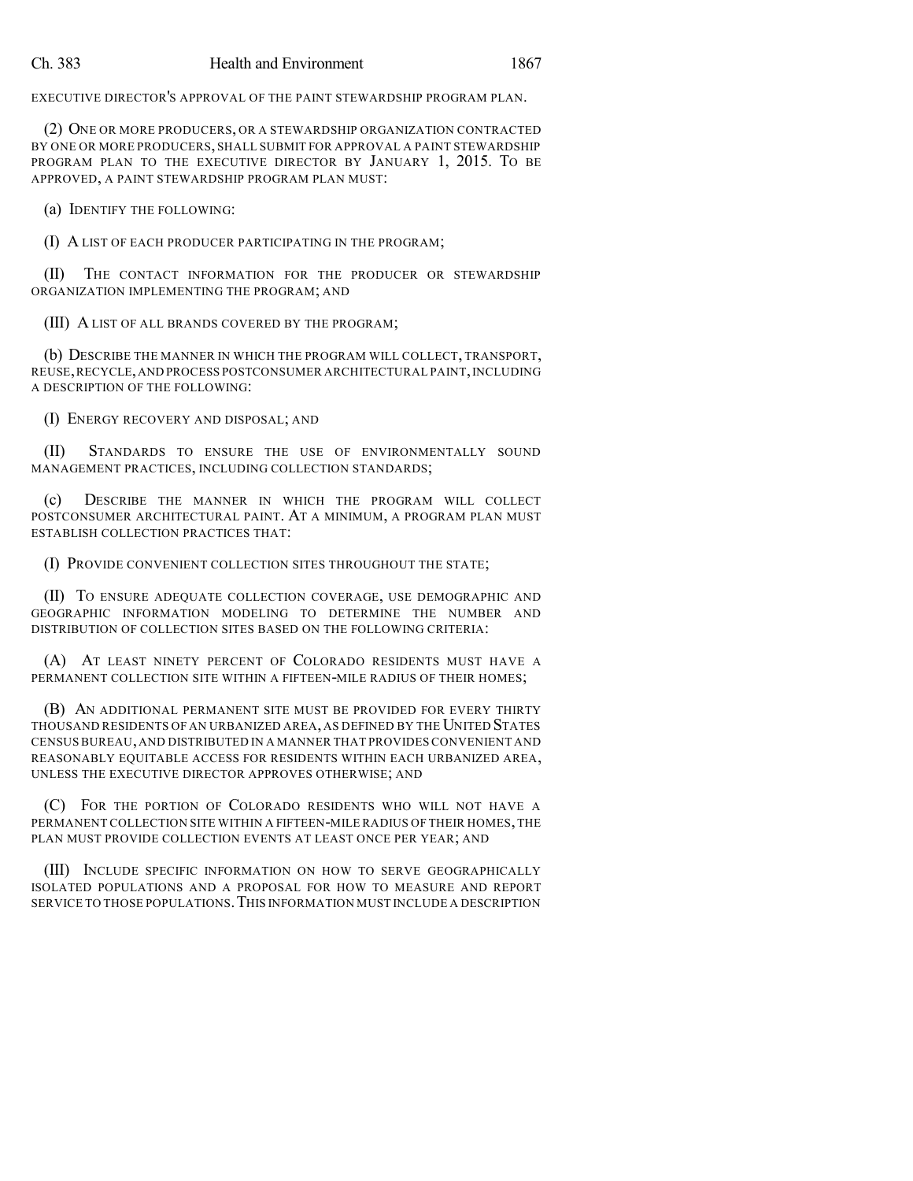EXECUTIVE DIRECTOR'S APPROVAL OF THE PAINT STEWARDSHIP PROGRAM PLAN.

(2) ONE OR MORE PRODUCERS, OR A STEWARDSHIP ORGANIZATION CONTRACTED BY ONE OR MORE PRODUCERS, SHALL SUBMIT FOR APPROVAL A PAINT STEWARDSHIP PROGRAM PLAN TO THE EXECUTIVE DIRECTOR BY JANUARY 1, 2015. TO BE APPROVED, A PAINT STEWARDSHIP PROGRAM PLAN MUST:

(a) IDENTIFY THE FOLLOWING:

(I) A LIST OF EACH PRODUCER PARTICIPATING IN THE PROGRAM;

(II) THE CONTACT INFORMATION FOR THE PRODUCER OR STEWARDSHIP ORGANIZATION IMPLEMENTING THE PROGRAM; AND

(III) A LIST OF ALL BRANDS COVERED BY THE PROGRAM;

(b) DESCRIBE THE MANNER IN WHICH THE PROGRAM WILL COLLECT, TRANSPORT, REUSE, RECYCLE, AND PROCESS POSTCONSUMER ARCHITECTURAL PAINT, INCLUDING A DESCRIPTION OF THE FOLLOWING:

(I) ENERGY RECOVERY AND DISPOSAL; AND

(II) STANDARDS TO ENSURE THE USE OF ENVIRONMENTALLY SOUND MANAGEMENT PRACTICES, INCLUDING COLLECTION STANDARDS;

(c) DESCRIBE THE MANNER IN WHICH THE PROGRAM WILL COLLECT POSTCONSUMER ARCHITECTURAL PAINT. AT A MINIMUM, A PROGRAM PLAN MUST ESTABLISH COLLECTION PRACTICES THAT:

(I) PROVIDE CONVENIENT COLLECTION SITES THROUGHOUT THE STATE;

(II) TO ENSURE ADEQUATE COLLECTION COVERAGE, USE DEMOGRAPHIC AND GEOGRAPHIC INFORMATION MODELING TO DETERMINE THE NUMBER AND DISTRIBUTION OF COLLECTION SITES BASED ON THE FOLLOWING CRITERIA:

(A) AT LEAST NINETY PERCENT OF COLORADO RESIDENTS MUST HAVE A PERMANENT COLLECTION SITE WITHIN A FIFTEEN-MILE RADIUS OF THEIR HOMES;

(B) AN ADDITIONAL PERMANENT SITE MUST BE PROVIDED FOR EVERY THIRTY THOUSAND RESIDENTS OF AN URBANIZED AREA, AS DEFINED BY THE UNITED STATES CENSUS BUREAU, AND DISTRIBUTED IN A MANNER THAT PROVIDES CONVENIENT AND REASONABLY EQUITABLE ACCESS FOR RESIDENTS WITHIN EACH URBANIZED AREA, UNLESS THE EXECUTIVE DIRECTOR APPROVES OTHERWISE; AND

(C) FOR THE PORTION OF COLORADO RESIDENTS WHO WILL NOT HAVE A PERMANENT COLLECTION SITE WITHIN A FIFTEEN-MILE RADIUS OF THEIR HOMES, THE PLAN MUST PROVIDE COLLECTION EVENTS AT LEAST ONCE PER YEAR; AND

(III) INCLUDE SPECIFIC INFORMATION ON HOW TO SERVE GEOGRAPHICALLY ISOLATED POPULATIONS AND A PROPOSAL FOR HOW TO MEASURE AND REPORT SERVICE TO THOSE POPULATIONS. THIS INFORMATION MUST INCLUDE A DESCRIPTION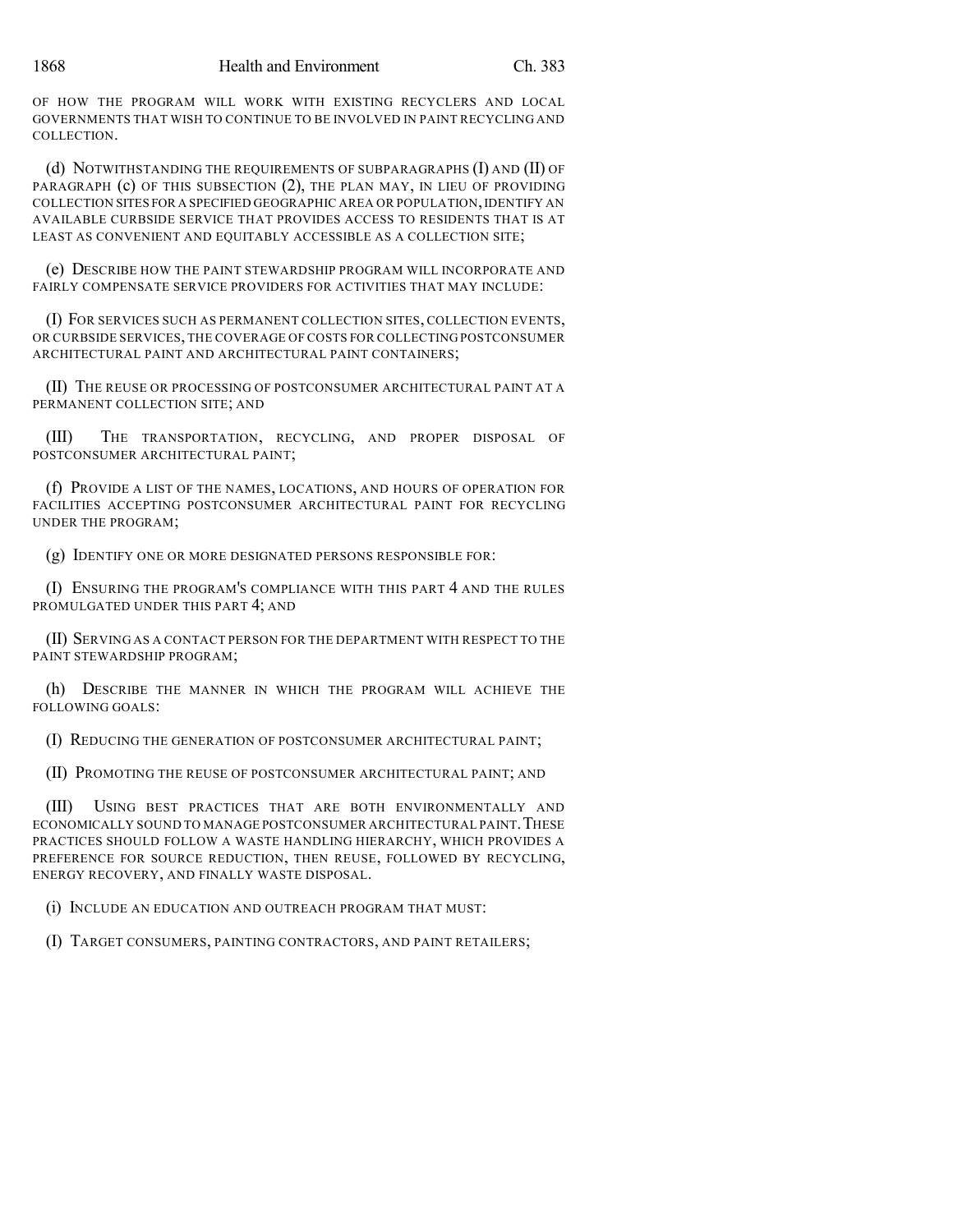OF HOW THE PROGRAM WILL WORK WITH EXISTING RECYCLERS AND LOCAL GOVERNMENTS THAT WISH TO CONTINUE TO BE INVOLVED IN PAINT RECYCLING AND COLLECTION.

(d) NOTWITHSTANDING THE REQUIREMENTS OF SUBPARAGRAPHS (I) AND (II) OF PARAGRAPH (c) OF THIS SUBSECTION (2), THE PLAN MAY, IN LIEU OF PROVIDING COLLECTION SITES FOR A SPECIFIED GEOGRAPHIC AREA OR POPULATION, IDENTIFY AN AVAILABLE CURBSIDE SERVICE THAT PROVIDES ACCESS TO RESIDENTS THAT IS AT LEAST AS CONVENIENT AND EQUITABLY ACCESSIBLE AS A COLLECTION SITE;

(e) DESCRIBE HOW THE PAINT STEWARDSHIP PROGRAM WILL INCORPORATE AND FAIRLY COMPENSATE SERVICE PROVIDERS FOR ACTIVITIES THAT MAY INCLUDE:

(I) FOR SERVICES SUCH AS PERMANENT COLLECTION SITES, COLLECTION EVENTS, OR CURBSIDE SERVICES, THE COVERAGE OF COSTS FOR COLLECTING POSTCONSUMER ARCHITECTURAL PAINT AND ARCHITECTURAL PAINT CONTAINERS;

(II) THE REUSE OR PROCESSING OF POSTCONSUMER ARCHITECTURAL PAINT AT A PERMANENT COLLECTION SITE; AND

(III) THE TRANSPORTATION, RECYCLING, AND PROPER DISPOSAL OF POSTCONSUMER ARCHITECTURAL PAINT;

(f) PROVIDE A LIST OF THE NAMES, LOCATIONS, AND HOURS OF OPERATION FOR FACILITIES ACCEPTING POSTCONSUMER ARCHITECTURAL PAINT FOR RECYCLING UNDER THE PROGRAM;

(g) IDENTIFY ONE OR MORE DESIGNATED PERSONS RESPONSIBLE FOR:

(I) ENSURING THE PROGRAM'S COMPLIANCE WITH THIS PART 4 AND THE RULES PROMULGATED UNDER THIS PART 4; AND

(II) SERVING AS A CONTACT PERSON FOR THE DEPARTMENT WITH RESPECT TO THE PAINT STEWARDSHIP PROGRAM;

(h) DESCRIBE THE MANNER IN WHICH THE PROGRAM WILL ACHIEVE THE FOLLOWING GOALS:

(I) REDUCING THE GENERATION OF POSTCONSUMER ARCHITECTURAL PAINT;

(II) PROMOTING THE REUSE OF POSTCONSUMER ARCHITECTURAL PAINT; AND

(III) USING BEST PRACTICES THAT ARE BOTH ENVIRONMENTALLY AND ECONOMICALLY SOUND TO MANAGE POSTCONSUMER ARCHITECTURAL PAINT. THESE PRACTICES SHOULD FOLLOW A WASTE HANDLING HIERARCHY, WHICH PROVIDES A PREFERENCE FOR SOURCE REDUCTION, THEN REUSE, FOLLOWED BY RECYCLING, ENERGY RECOVERY, AND FINALLY WASTE DISPOSAL.

(i) INCLUDE AN EDUCATION AND OUTREACH PROGRAM THAT MUST:

(I) TARGET CONSUMERS, PAINTING CONTRACTORS, AND PAINT RETAILERS;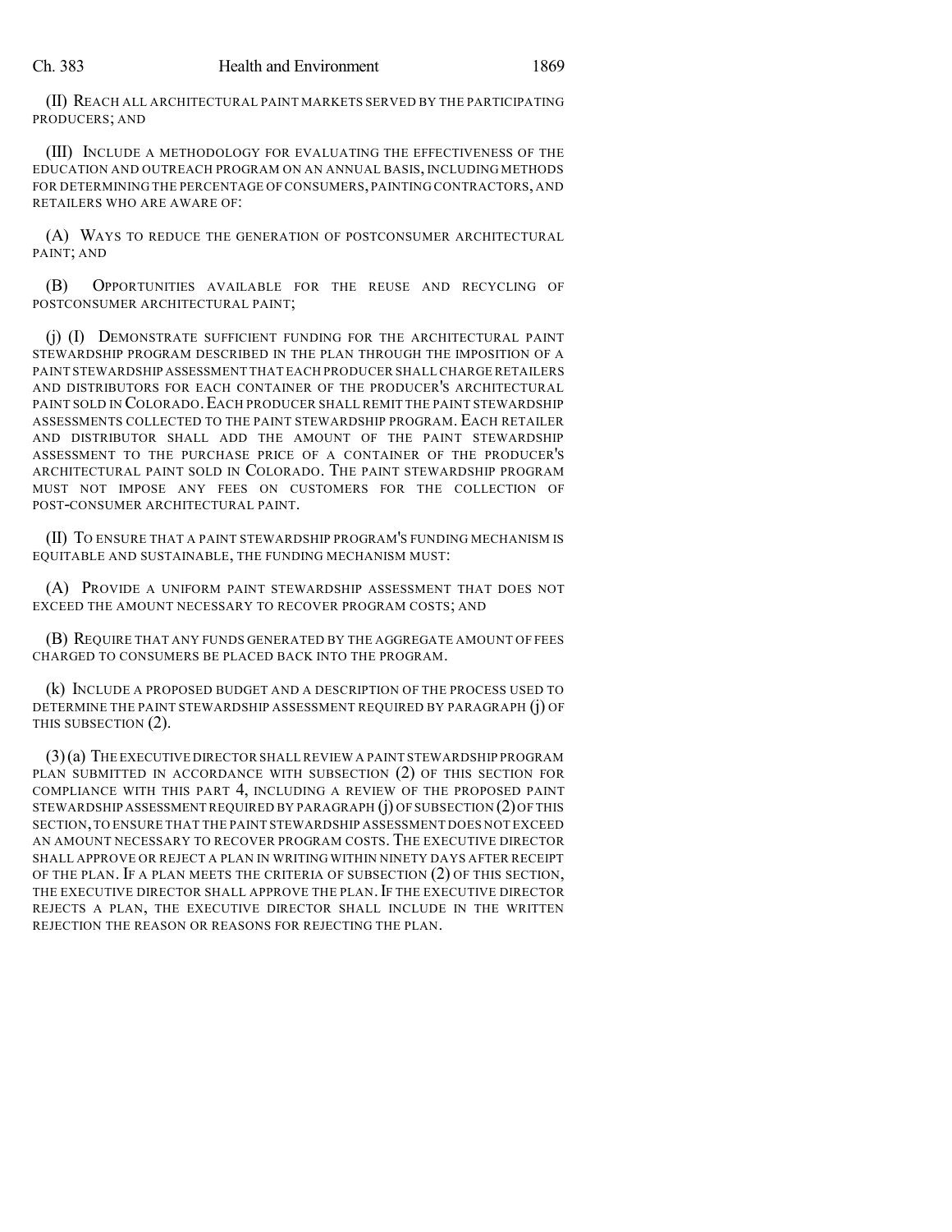(II) REACH ALL ARCHITECTURAL PAINT MARKETS SERVED BY THE PARTICIPATING PRODUCERS; AND

(III) INCLUDE A METHODOLOGY FOR EVALUATING THE EFFECTIVENESS OF THE EDUCATION AND OUTREACH PROGRAM ON AN ANNUAL BASIS, INCLUDING METHODS FOR DETERMINING THE PERCENTAGE OF CONSUMERS, PAINTING CONTRACTORS, AND RETAILERS WHO ARE AWARE OF:

(A) WAYS TO REDUCE THE GENERATION OF POSTCONSUMER ARCHITECTURAL PAINT; AND

(B) OPPORTUNITIES AVAILABLE FOR THE REUSE AND RECYCLING OF POSTCONSUMER ARCHITECTURAL PAINT;

(j) (I) DEMONSTRATE SUFFICIENT FUNDING FOR THE ARCHITECTURAL PAINT STEWARDSHIP PROGRAM DESCRIBED IN THE PLAN THROUGH THE IMPOSITION OF A PAINT STEWARDSHIP ASSESSMENT THAT EACH PRODUCER SHALL CHARGE RETAILERS AND DISTRIBUTORS FOR EACH CONTAINER OF THE PRODUCER'S ARCHITECTURAL PAINT SOLD IN COLORADO. EACH PRODUCER SHALL REMIT THE PAINT STEWARDSHIP ASSESSMENTS COLLECTED TO THE PAINT STEWARDSHIP PROGRAM. EACH RETAILER AND DISTRIBUTOR SHALL ADD THE AMOUNT OF THE PAINT STEWARDSHIP ASSESSMENT TO THE PURCHASE PRICE OF A CONTAINER OF THE PRODUCER'S ARCHITECTURAL PAINT SOLD IN COLORADO. THE PAINT STEWARDSHIP PROGRAM MUST NOT IMPOSE ANY FEES ON CUSTOMERS FOR THE COLLECTION OF POST-CONSUMER ARCHITECTURAL PAINT.

(II) TO ENSURE THAT A PAINT STEWARDSHIP PROGRAM'S FUNDING MECHANISM IS EQUITABLE AND SUSTAINABLE, THE FUNDING MECHANISM MUST:

(A) PROVIDE A UNIFORM PAINT STEWARDSHIP ASSESSMENT THAT DOES NOT EXCEED THE AMOUNT NECESSARY TO RECOVER PROGRAM COSTS; AND

(B) REQUIRE THAT ANY FUNDS GENERATED BY THE AGGREGATE AMOUNT OF FEES CHARGED TO CONSUMERS BE PLACED BACK INTO THE PROGRAM.

(k) INCLUDE A PROPOSED BUDGET AND A DESCRIPTION OF THE PROCESS USED TO DETERMINE THE PAINT STEWARDSHIP ASSESSMENT REQUIRED BY PARAGRAPH (j) OF THIS SUBSECTION (2).

(3) (a) THE EXECUTIVE DIRECTOR SHALL REVIEW A PAINT STEWARDSHIP PROGRAM PLAN SUBMITTED IN ACCORDANCE WITH SUBSECTION (2) OF THIS SECTION FOR COMPLIANCE WITH THIS PART 4, INCLUDING A REVIEW OF THE PROPOSED PAINT STEWARDSHIP ASSESSMENT REQUIRED BY PARAGRAPH (j) OF SUBSECTION (2) OF THIS SECTION, TO ENSURE THAT THE PAINT STEWARDSHIP ASSESSMENT DOES NOT EXCEED AN AMOUNT NECESSARY TO RECOVER PROGRAM COSTS. THE EXECUTIVE DIRECTOR SHALL APPROVE OR REJECT A PLAN IN WRITING WITHIN NINETY DAYS AFTER RECEIPT OF THE PLAN. IF A PLAN MEETS THE CRITERIA OF SUBSECTION (2) OF THIS SECTION, THE EXECUTIVE DIRECTOR SHALL APPROVE THE PLAN. IF THE EXECUTIVE DIRECTOR REJECTS A PLAN, THE EXECUTIVE DIRECTOR SHALL INCLUDE IN THE WRITTEN REJECTION THE REASON OR REASONS FOR REJECTING THE PLAN.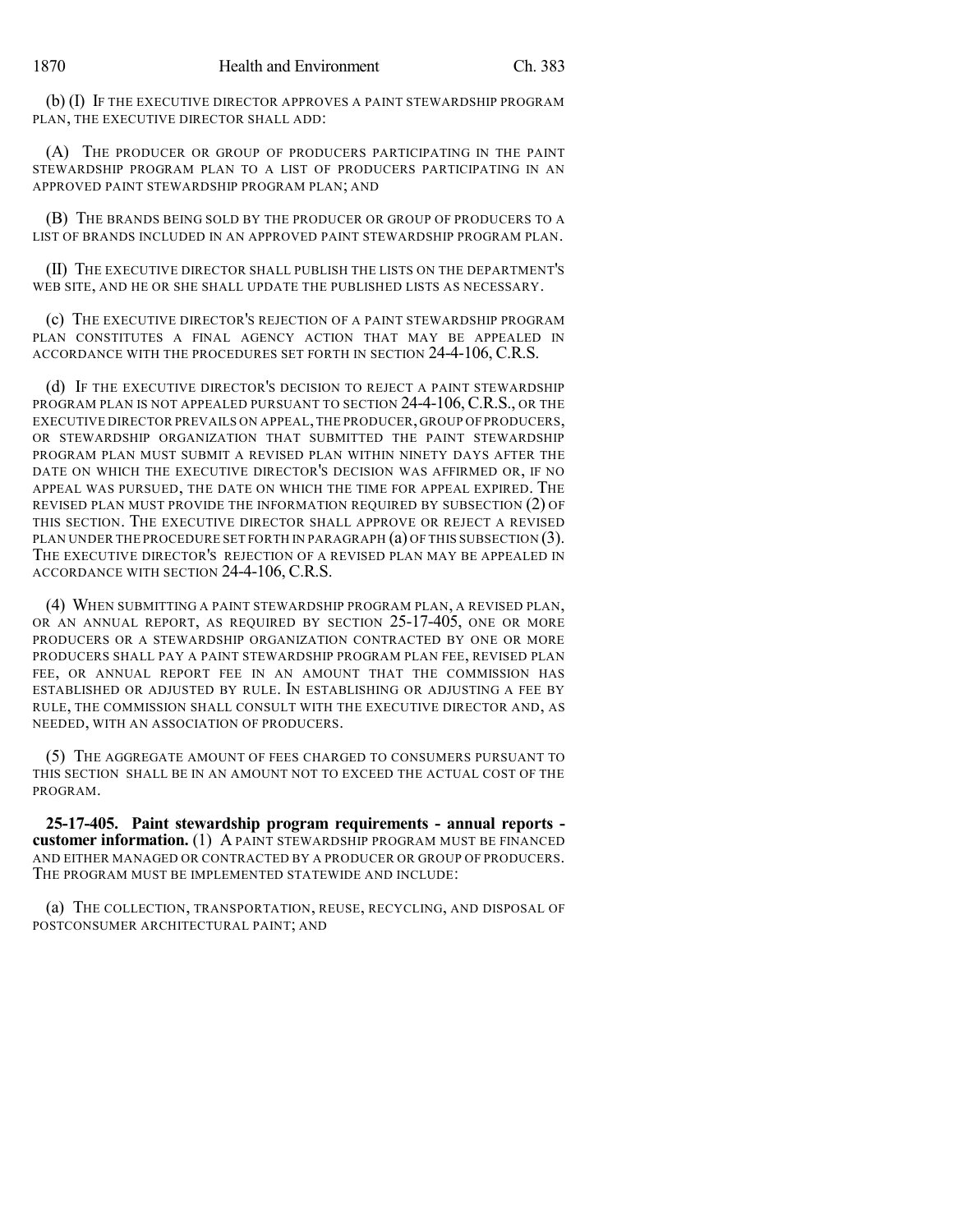(b) (I) IF THE EXECUTIVE DIRECTOR APPROVES A PAINT STEWARDSHIP PROGRAM PLAN, THE EXECUTIVE DIRECTOR SHALL ADD:

(A) THE PRODUCER OR GROUP OF PRODUCERS PARTICIPATING IN THE PAINT STEWARDSHIP PROGRAM PLAN TO A LIST OF PRODUCERS PARTICIPATING IN AN APPROVED PAINT STEWARDSHIP PROGRAM PLAN; AND

(B) THE BRANDS BEING SOLD BY THE PRODUCER OR GROUP OF PRODUCERS TO A LIST OF BRANDS INCLUDED IN AN APPROVED PAINT STEWARDSHIP PROGRAM PLAN.

(II) THE EXECUTIVE DIRECTOR SHALL PUBLISH THE LISTS ON THE DEPARTMENT'S WEB SITE, AND HE OR SHE SHALL UPDATE THE PUBLISHED LISTS AS NECESSARY.

(c) THE EXECUTIVE DIRECTOR'S REJECTION OF A PAINT STEWARDSHIP PROGRAM PLAN CONSTITUTES A FINAL AGENCY ACTION THAT MAY BE APPEALED IN ACCORDANCE WITH THE PROCEDURES SET FORTH IN SECTION 24-4-106, C.R.S.

(d) IF THE EXECUTIVE DIRECTOR'S DECISION TO REJECT A PAINT STEWARDSHIP PROGRAM PLAN IS NOT APPEALED PURSUANT TO SECTION 24-4-106, C.R.S., OR THE EXECUTIVE DIRECTOR PREVAILS ON APPEAL, THE PRODUCER, GROUP OF PRODUCERS, OR STEWARDSHIP ORGANIZATION THAT SUBMITTED THE PAINT STEWARDSHIP PROGRAM PLAN MUST SUBMIT A REVISED PLAN WITHIN NINETY DAYS AFTER THE DATE ON WHICH THE EXECUTIVE DIRECTOR'S DECISION WAS AFFIRMED OR, IF NO APPEAL WAS PURSUED, THE DATE ON WHICH THE TIME FOR APPEAL EXPIRED. THE REVISED PLAN MUST PROVIDE THE INFORMATION REQUIRED BY SUBSECTION (2) OF THIS SECTION. THE EXECUTIVE DIRECTOR SHALL APPROVE OR REJECT A REVISED PLAN UNDER THE PROCEDURE SET FORTH IN PARAGRAPH (a) OF THIS SUBSECTION (3). THE EXECUTIVE DIRECTOR'S REJECTION OF A REVISED PLAN MAY BE APPEALED IN ACCORDANCE WITH SECTION 24-4-106, C.R.S.

(4) WHEN SUBMITTING A PAINT STEWARDSHIP PROGRAM PLAN, A REVISED PLAN, OR AN ANNUAL REPORT, AS REQUIRED BY SECTION 25-17-405, ONE OR MORE PRODUCERS OR A STEWARDSHIP ORGANIZATION CONTRACTED BY ONE OR MORE PRODUCERS SHALL PAY A PAINT STEWARDSHIP PROGRAM PLAN FEE, REVISED PLAN FEE, OR ANNUAL REPORT FEE IN AN AMOUNT THAT THE COMMISSION HAS ESTABLISHED OR ADJUSTED BY RULE. IN ESTABLISHING OR ADJUSTING A FEE BY RULE, THE COMMISSION SHALL CONSULT WITH THE EXECUTIVE DIRECTOR AND, AS NEEDED, WITH AN ASSOCIATION OF PRODUCERS.

(5) THE AGGREGATE AMOUNT OF FEES CHARGED TO CONSUMERS PURSUANT TO THIS SECTION SHALL BE IN AN AMOUNT NOT TO EXCEED THE ACTUAL COST OF THE PROGRAM.

**25-17-405. Paint stewardship program requirements - annual reports - customer information.** (1) A PAINT STEWARDSHIP PROGRAM MUST BE FINANCED AND EITHER MANAGED OR CONTRACTED BY A PRODUCER OR GROUP OF PRODUCERS. THE PROGRAM MUST BE IMPLEMENTED STATEWIDE AND INCLUDE:

(a) THE COLLECTION, TRANSPORTATION, REUSE, RECYCLING, AND DISPOSAL OF POSTCONSUMER ARCHITECTURAL PAINT; AND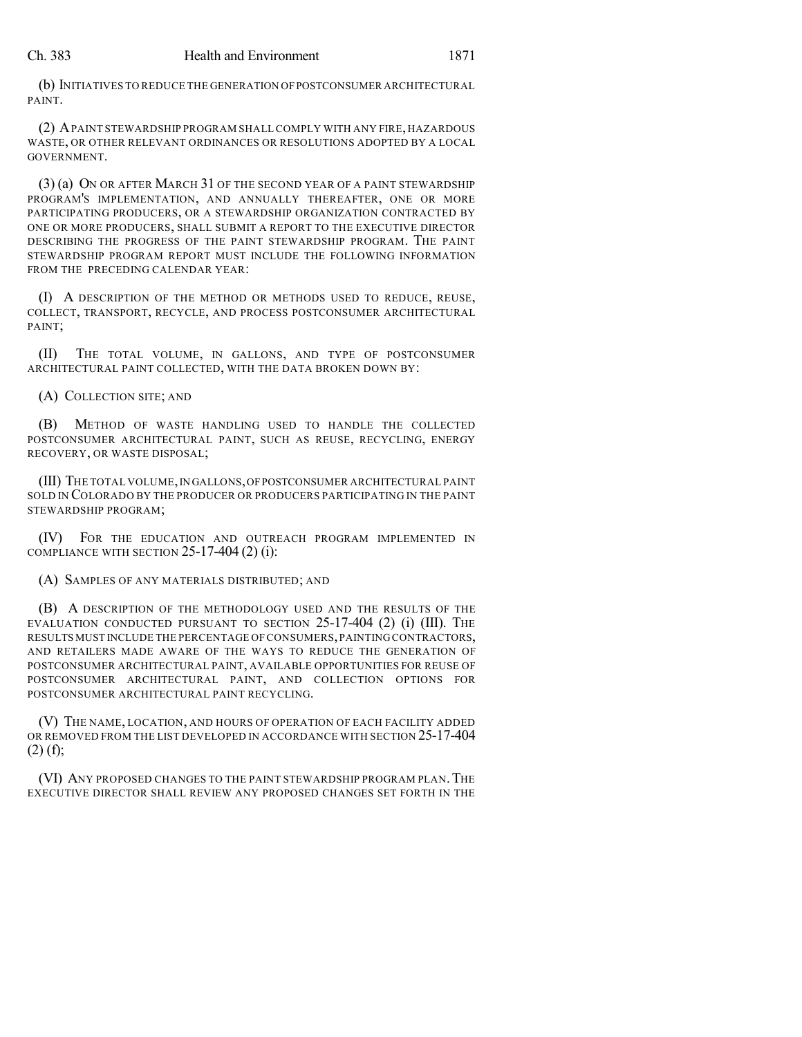(b) INITIATIVES TO REDUCE THE GENERATION OF POSTCONSUMER ARCHITECTURAL PAINT.

(2) A PAINT STEWARDSHIP PROGRAM SHALL COMPLY WITH ANY FIRE, HAZARDOUS WASTE, OR OTHER RELEVANT ORDINANCES OR RESOLUTIONS ADOPTED BY A LOCAL GOVERNMENT.

(3) (a) ON OR AFTER MARCH 31 OF THE SECOND YEAR OF A PAINT STEWARDSHIP PROGRAM'S IMPLEMENTATION, AND ANNUALLY THEREAFTER, ONE OR MORE PARTICIPATING PRODUCERS, OR A STEWARDSHIP ORGANIZATION CONTRACTED BY ONE OR MORE PRODUCERS, SHALL SUBMIT A REPORT TO THE EXECUTIVE DIRECTOR DESCRIBING THE PROGRESS OF THE PAINT STEWARDSHIP PROGRAM. THE PAINT STEWARDSHIP PROGRAM REPORT MUST INCLUDE THE FOLLOWING INFORMATION FROM THE PRECEDING CALENDAR YEAR:

(I) A DESCRIPTION OF THE METHOD OR METHODS USED TO REDUCE, REUSE, COLLECT, TRANSPORT, RECYCLE, AND PROCESS POSTCONSUMER ARCHITECTURAL PAINT;

(II) THE TOTAL VOLUME, IN GALLONS, AND TYPE OF POSTCONSUMER ARCHITECTURAL PAINT COLLECTED, WITH THE DATA BROKEN DOWN BY:

(A) COLLECTION SITE; AND

(B) METHOD OF WASTE HANDLING USED TO HANDLE THE COLLECTED POSTCONSUMER ARCHITECTURAL PAINT, SUCH AS REUSE, RECYCLING, ENERGY RECOVERY, OR WASTE DISPOSAL;

(III) THE TOTAL VOLUME, IN GALLONS, OF POSTCONSUMER ARCHITECTURAL PAINT SOLD IN COLORADO BY THE PRODUCER OR PRODUCERS PARTICIPATING IN THE PAINT STEWARDSHIP PROGRAM;

(IV) FOR THE EDUCATION AND OUTREACH PROGRAM IMPLEMENTED IN COMPLIANCE WITH SECTION 25-17-404 (2) (i):

(A) SAMPLES OF ANY MATERIALS DISTRIBUTED; AND

(B) A DESCRIPTION OF THE METHODOLOGY USED AND THE RESULTS OF THE EVALUATION CONDUCTED PURSUANT TO SECTION 25-17-404 (2) (i) (III). THE RESULTS MUST INCLUDE THE PERCENTAGE OF CONSUMERS, PAINTING CONTRACTORS, AND RETAILERS MADE AWARE OF THE WAYS TO REDUCE THE GENERATION OF POSTCONSUMER ARCHITECTURAL PAINT, AVAILABLE OPPORTUNITIES FOR REUSE OF POSTCONSUMER ARCHITECTURAL PAINT, AND COLLECTION OPTIONS FOR POSTCONSUMER ARCHITECTURAL PAINT RECYCLING.

(V) THE NAME, LOCATION, AND HOURS OF OPERATION OF EACH FACILITY ADDED OR REMOVED FROM THE LIST DEVELOPED IN ACCORDANCE WITH SECTION 25-17-404 (2) (f);

(VI) ANY PROPOSED CHANGES TO THE PAINT STEWARDSHIP PROGRAM PLAN. THE EXECUTIVE DIRECTOR SHALL REVIEW ANY PROPOSED CHANGES SET FORTH IN THE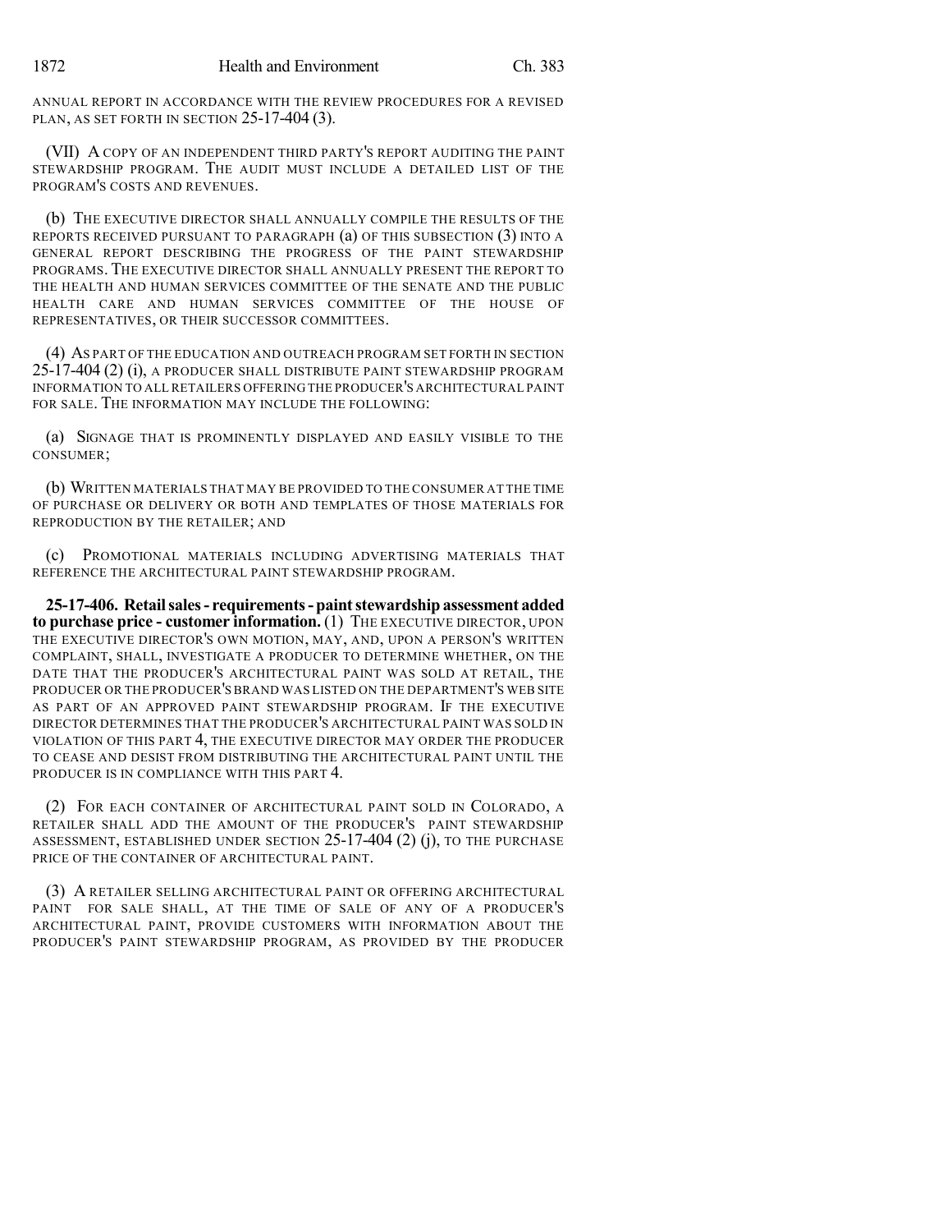ANNUAL REPORT IN ACCORDANCE WITH THE REVIEW PROCEDURES FOR A REVISED PLAN, AS SET FORTH IN SECTION 25-17-404 (3).

(VII) A COPY OF AN INDEPENDENT THIRD PARTY'S REPORT AUDITING THE PAINT STEWARDSHIP PROGRAM. THE AUDIT MUST INCLUDE A DETAILED LIST OF THE PROGRAM'S COSTS AND REVENUES.

(b) THE EXECUTIVE DIRECTOR SHALL ANNUALLY COMPILE THE RESULTS OF THE REPORTS RECEIVED PURSUANT TO PARAGRAPH (a) OF THIS SUBSECTION (3) INTO A GENERAL REPORT DESCRIBING THE PROGRESS OF THE PAINT STEWARDSHIP PROGRAMS. THE EXECUTIVE DIRECTOR SHALL ANNUALLY PRESENT THE REPORT TO THE HEALTH AND HUMAN SERVICES COMMITTEE OF THE SENATE AND THE PUBLIC HEALTH CARE AND HUMAN SERVICES COMMITTEE OF THE HOUSE OF REPRESENTATIVES, OR THEIR SUCCESSOR COMMITTEES.

(4) AS PART OF THE EDUCATION AND OUTREACH PROGRAM SET FORTH IN SECTION 25-17-404 (2) (i), A PRODUCER SHALL DISTRIBUTE PAINT STEWARDSHIP PROGRAM INFORMATION TO ALL RETAILERS OFFERING THE PRODUCER'S ARCHITECTURAL PAINT FOR SALE. THE INFORMATION MAY INCLUDE THE FOLLOWING:

(a) SIGNAGE THAT IS PROMINENTLY DISPLAYED AND EASILY VISIBLE TO THE CONSUMER;

(b) WRITTEN MATERIALS THAT MAY BE PROVIDED TO THE CONSUMER AT THE TIME OF PURCHASE OR DELIVERY OR BOTH AND TEMPLATES OF THOSE MATERIALS FOR REPRODUCTION BY THE RETAILER; AND

(c) PROMOTIONAL MATERIALS INCLUDING ADVERTISING MATERIALS THAT REFERENCE THE ARCHITECTURAL PAINT STEWARDSHIP PROGRAM.

**25-17-406. Retail sales - requirements - paint stewardship assessment added to purchase price - customer information.** (1) THE EXECUTIVE DIRECTOR, UPON THE EXECUTIVE DIRECTOR'S OWN MOTION, MAY, AND, UPON A PERSON'S WRITTEN COMPLAINT, SHALL, INVESTIGATE A PRODUCER TO DETERMINE WHETHER, ON THE DATE THAT THE PRODUCER'S ARCHITECTURAL PAINT WAS SOLD AT RETAIL, THE PRODUCER OR THE PRODUCER'S BRAND WAS LISTED ON THE DEPARTMENT'S WEB SITE AS PART OF AN APPROVED PAINT STEWARDSHIP PROGRAM. IF THE EXECUTIVE DIRECTOR DETERMINES THAT THE PRODUCER'S ARCHITECTURAL PAINT WAS SOLD IN VIOLATION OF THIS PART 4, THE EXECUTIVE DIRECTOR MAY ORDER THE PRODUCER TO CEASE AND DESIST FROM DISTRIBUTING THE ARCHITECTURAL PAINT UNTIL THE PRODUCER IS IN COMPLIANCE WITH THIS PART 4.

(2) FOR EACH CONTAINER OF ARCHITECTURAL PAINT SOLD IN COLORADO, A RETAILER SHALL ADD THE AMOUNT OF THE PRODUCER'S PAINT STEWARDSHIP ASSESSMENT, ESTABLISHED UNDER SECTION 25-17-404 (2) (j), TO THE PURCHASE PRICE OF THE CONTAINER OF ARCHITECTURAL PAINT.

(3) A RETAILER SELLING ARCHITECTURAL PAINT OR OFFERING ARCHITECTURAL PAINT FOR SALE SHALL, AT THE TIME OF SALE OF ANY OF A PRODUCER'S ARCHITECTURAL PAINT, PROVIDE CUSTOMERS WITH INFORMATION ABOUT THE PRODUCER'S PAINT STEWARDSHIP PROGRAM, AS PROVIDED BY THE PRODUCER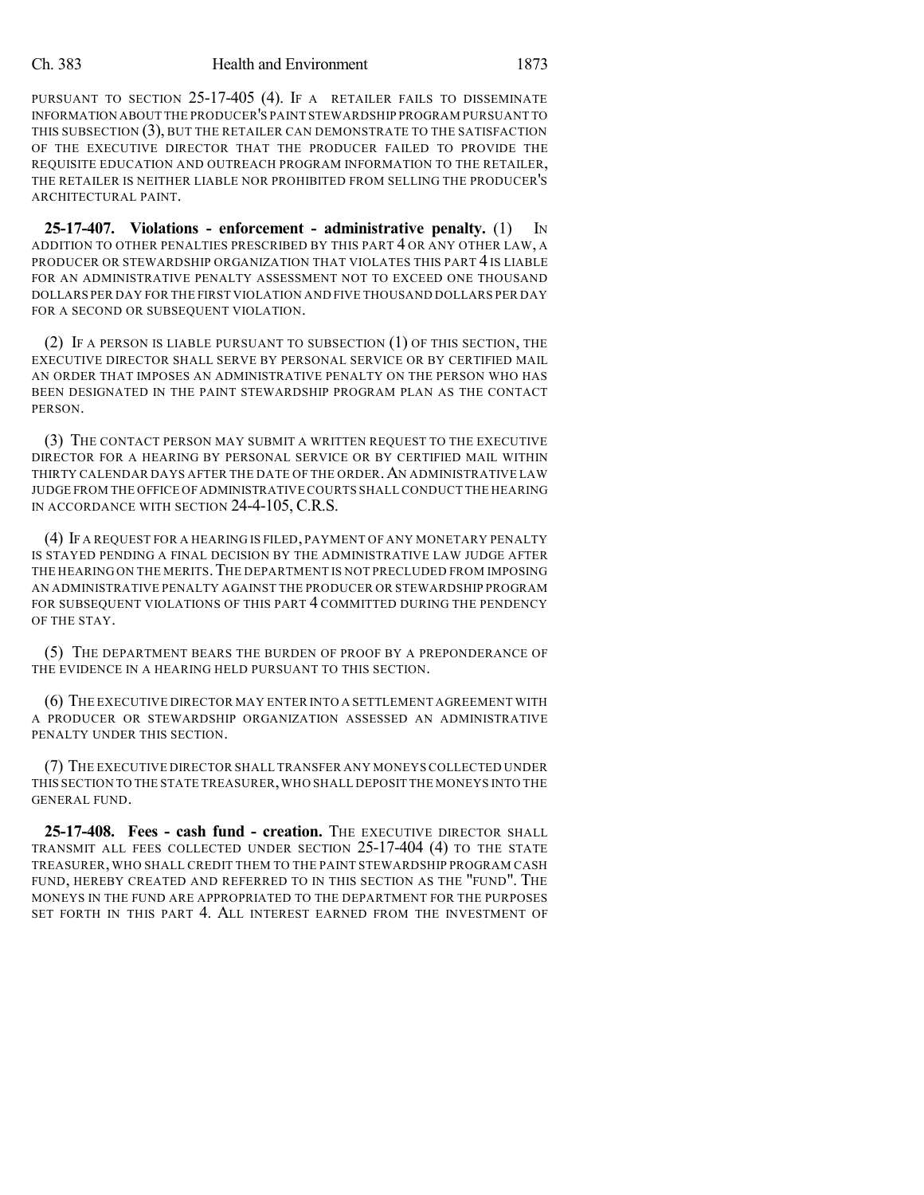PURSUANT TO SECTION 25-17-405 (4). IF A RETAILER FAILS TO DISSEMINATE INFORMATION ABOUT THE PRODUCER'S PAINT STEWARDSHIP PROGRAM PURSUANT TO THIS SUBSECTION (3), BUT THE RETAILER CAN DEMONSTRATE TO THE SATISFACTION OF THE EXECUTIVE DIRECTOR THAT THE PRODUCER FAILED TO PROVIDE THE REQUISITE EDUCATION AND OUTREACH PROGRAM INFORMATION TO THE RETAILER, THE RETAILER IS NEITHER LIABLE NOR PROHIBITED FROM SELLING THE PRODUCER'S ARCHITECTURAL PAINT.

**25-17-407. Violations - enforcement - administrative penalty.** (1) IN ADDITION TO OTHER PENALTIES PRESCRIBED BY THIS PART 4 OR ANY OTHER LAW, A PRODUCER OR STEWARDSHIP ORGANIZATION THAT VIOLATES THIS PART 4 IS LIABLE FOR AN ADMINISTRATIVE PENALTY ASSESSMENT NOT TO EXCEED ONE THOUSAND DOLLARS PER DAY FOR THE FIRST VIOLATION AND FIVE THOUSAND DOLLARS PER DAY FOR A SECOND OR SUBSEQUENT VIOLATION.

(2) IF A PERSON IS LIABLE PURSUANT TO SUBSECTION (1) OF THIS SECTION, THE EXECUTIVE DIRECTOR SHALL SERVE BY PERSONAL SERVICE OR BY CERTIFIED MAIL AN ORDER THAT IMPOSES AN ADMINISTRATIVE PENALTY ON THE PERSON WHO HAS BEEN DESIGNATED IN THE PAINT STEWARDSHIP PROGRAM PLAN AS THE CONTACT PERSON.

(3) THE CONTACT PERSON MAY SUBMIT A WRITTEN REQUEST TO THE EXECUTIVE DIRECTOR FOR A HEARING BY PERSONAL SERVICE OR BY CERTIFIED MAIL WITHIN THIRTY CALENDAR DAYS AFTER THE DATE OF THE ORDER. AN ADMINISTRATIVE LAW JUDGE FROM THE OFFICE OF ADMINISTRATIVE COURTS SHALL CONDUCT THE HEARING IN ACCORDANCE WITH SECTION 24-4-105, C.R.S.

(4) IF A REQUEST FOR A HEARING IS FILED, PAYMENT OF ANY MONETARY PENALTY IS STAYED PENDING A FINAL DECISION BY THE ADMINISTRATIVE LAW JUDGE AFTER THE HEARING ON THE MERITS. THE DEPARTMENT IS NOT PRECLUDED FROM IMPOSING AN ADMINISTRATIVE PENALTY AGAINST THE PRODUCER OR STEWARDSHIP PROGRAM FOR SUBSEQUENT VIOLATIONS OF THIS PART 4 COMMITTED DURING THE PENDENCY OF THE STAY.

(5) THE DEPARTMENT BEARS THE BURDEN OF PROOF BY A PREPONDERANCE OF THE EVIDENCE IN A HEARING HELD PURSUANT TO THIS SECTION.

(6) THE EXECUTIVE DIRECTOR MAY ENTER INTO A SETTLEMENT AGREEMENT WITH A PRODUCER OR STEWARDSHIP ORGANIZATION ASSESSED AN ADMINISTRATIVE PENALTY UNDER THIS SECTION.

(7) THE EXECUTIVE DIRECTOR SHALL TRANSFER ANY MONEYS COLLECTED UNDER THIS SECTION TO THE STATE TREASURER, WHO SHALL DEPOSIT THE MONEYS INTO THE GENERAL FUND.

**25-17-408. Fees - cash fund - creation.** THE EXECUTIVE DIRECTOR SHALL TRANSMIT ALL FEES COLLECTED UNDER SECTION 25-17-404 (4) TO THE STATE TREASURER, WHO SHALL CREDIT THEM TO THE PAINT STEWARDSHIP PROGRAM CASH FUND, HEREBY CREATED AND REFERRED TO IN THIS SECTION AS THE "FUND". THE MONEYS IN THE FUND ARE APPROPRIATED TO THE DEPARTMENT FOR THE PURPOSES SET FORTH IN THIS PART 4. ALL INTEREST EARNED FROM THE INVESTMENT OF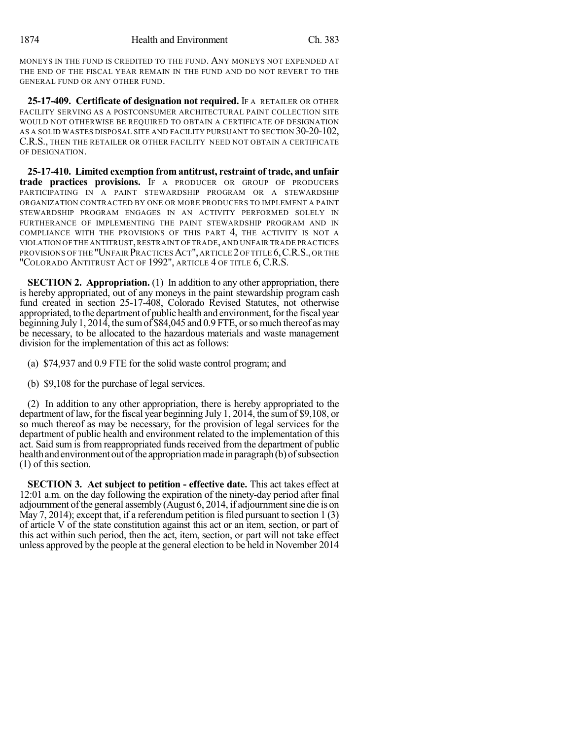MONEYS IN THE FUND IS CREDITED TO THE FUND. ANY MONEYS NOT EXPENDED AT THE END OF THE FISCAL YEAR REMAIN IN THE FUND AND DO NOT REVERT TO THE GENERAL FUND OR ANY OTHER FUND.

**25-17-409. Certificate of designation not required.** IF A RETAILER OR OTHER FACILITY SERVING AS A POSTCONSUMER ARCHITECTURAL PAINT COLLECTION SITE WOULD NOT OTHERWISE BE REQUIRED TO OBTAIN A CERTIFICATE OF DESIGNATION AS A SOLID WASTES DISPOSAL SITE AND FACILITY PURSUANT TO SECTION 30-20-102, C.R.S., THEN THE RETAILER OR OTHER FACILITY NEED NOT OBTAIN A CERTIFICATE OF DESIGNATION.

**25-17-410. Limited exemption from antitrust, restraint of trade, and unfair trade practices provisions.** IF A PRODUCER OR GROUP OF PRODUCERS PARTICIPATING IN A PAINT STEWARDSHIP PROGRAM OR A STEWARDSHIP ORGANIZATION CONTRACTED BY ONE OR MORE PRODUCERS TO IMPLEMENT A PAINT STEWARDSHIP PROGRAM ENGAGES IN AN ACTIVITY PERFORMED SOLELY IN FURTHERANCE OF IMPLEMENTING THE PAINT STEWARDSHIP PROGRAM AND IN COMPLIANCE WITH THE PROVISIONS OF THIS PART 4, THE ACTIVITY IS NOT A VIOLATION OF THE ANTITRUST, RESTRAINT OF TRADE, AND UNFAIR TRADE PRACTICES PROVISIONS OF THE "UNFAIR PRACTICES ACT", ARTICLE 2 OF TITLE 6, C.R.S., OR THE "COLORADO ANTITRUST ACT OF 1992", ARTICLE 4 OF TITLE 6, C.R.S.

**SECTION 2. Appropriation.** (1) In addition to any other appropriation, there is hereby appropriated, out of any moneys in the paint stewardship program cash fund created in section 25-17-408, Colorado Revised Statutes, not otherwise appropriated, to the department of public health and environment, for the fiscal year beginning July 1, 2014, the sum of $84,045 and 0.9 FTE, or so much thereof as may be necessary, to be allocated to the hazardous materials and waste management division for the implementation of this act as follows:

(a) $74,937 and 0.9 FTE for the solid waste control program; and

(b) $9,108 for the purchase of legal services.

(2) In addition to any other appropriation, there is hereby appropriated to the department of law, for the fiscal year beginning July 1, 2014, the sum of $9,108, or so much thereof as may be necessary, for the provision of legal services for the department of public health and environment related to the implementation of this act. Said sum is from reappropriated funds received from the department of public health and environment out of the appropriation made in paragraph (b) of subsection (1) of this section.

**SECTION 3. Act subject to petition - effective date.** This act takes effect at 12:01 a.m. on the day following the expiration of the ninety-day period after final adjournment of the general assembly (August 6, 2014, if adjournment sine die is on May 7, 2014); except that, if a referendum petition is filed pursuant to section 1 (3) of article V of the state constitution against this act or an item, section, or part of this act within such period, then the act, item, section, or part will not take effect unless approved by the people at the general election to be held in November 2014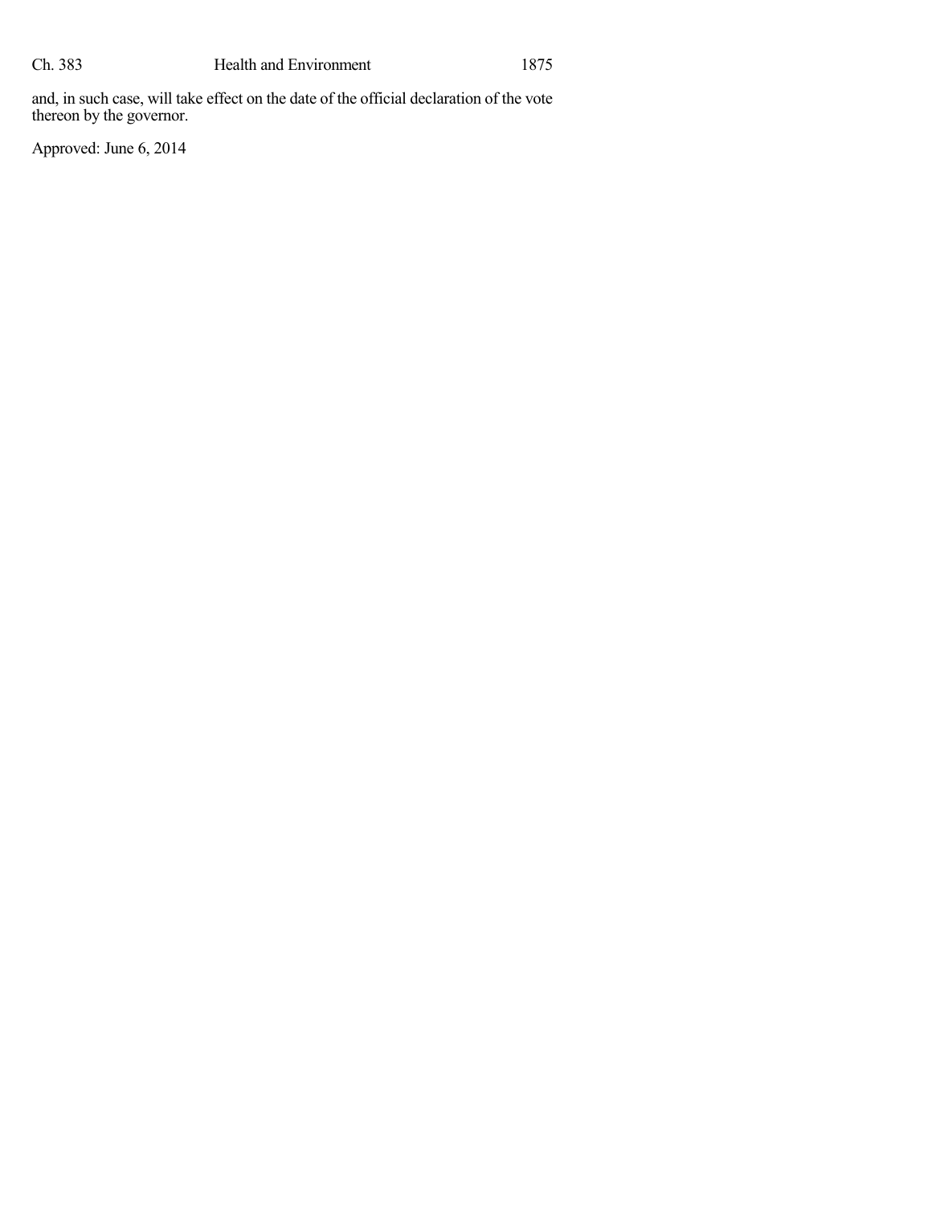and, in such case, will take effect on the date of the official declaration of the vote thereon by the governor.

Approved: June 6, 2014